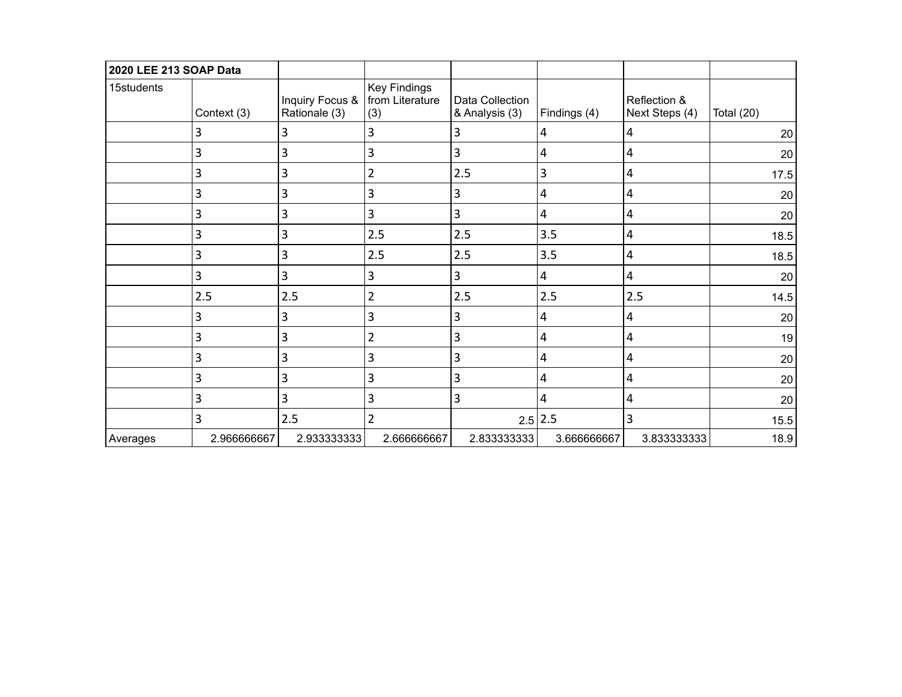| 2020 LEE 213 SOAP Data | | | | | | | |
|---|---|---|---|---|---|---|---|
| 15students | Context (3) | Inquiry Focus & Rationale (3) | Key Findings from Literature (3) | Data Collection & Analysis (3) | Findings (4) | Reflection & Next Steps (4) | Total (20) |
| | 3 | 3 | 3 | 3 | 4 | 4 | 20 |
| | 3 | 3 | 3 | 3 | 4 | 4 | 20 |
| | 3 | 3 | 2 | 2.5 | 3 | 4 | 17.5 |
| | 3 | 3 | 3 | 3 | 4 | 4 | 20 |
| | 3 | 3 | 3 | 3 | 4 | 4 | 20 |
| | 3 | 3 | 2.5 | 2.5 | 3.5 | 4 | 18.5 |
| | 3 | 3 | 2.5 | 2.5 | 3.5 | 4 | 18.5 |
| | 3 | 3 | 3 | 3 | 4 | 4 | 20 |
| | 2.5 | 2.5 | 2 | 2.5 | 2.5 | 2.5 | 14.5 |
| | 3 | 3 | 3 | 3 | 4 | 4 | 20 |
| | 3 | 3 | 2 | 3 | 4 | 4 | 19 |
| | 3 | 3 | 3 | 3 | 4 | 4 | 20 |
| | 3 | 3 | 3 | 3 | 4 | 4 | 20 |
| | 3 | 3 | 3 | 3 | 4 | 4 | 20 |
| | 3 | 2.5 | 2 | 2.5 | 2.5 | 3 | 15.5 |
| Averages | 2.966666667 | 2.933333333 | 2.666666667 | 2.833333333 | 3.666666667 | 3.833333333 | 18.9 |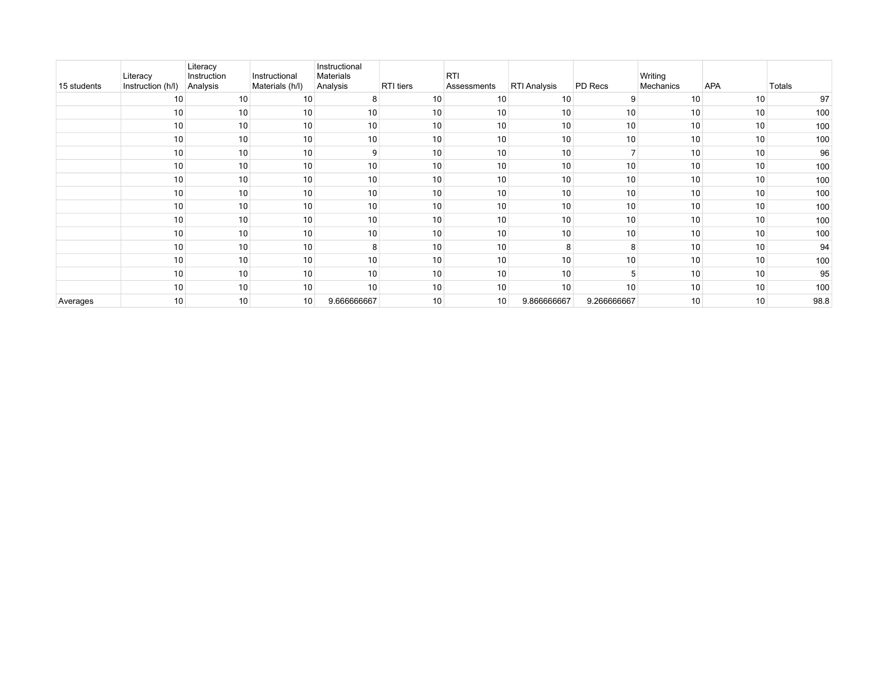| 15 students | Literacy Instruction (h/l) | Literacy Instruction Analysis | Instructional Materials (h/l) | Instructional Materials Analysis | RTI tiers | RTI Assessments | RTI Analysis | PD Recs | Writing Mechanics | APA | Totals |
|---|---|---|---|---|---|---|---|---|---|---|---|
| | 10 | 10 | 10 | 8 | 10 | 10 | 10 | 9 | 10 | 10 | 97 |
| | 10 | 10 | 10 | 10 | 10 | 10 | 10 | 10 | 10 | 10 | 100 |
| | 10 | 10 | 10 | 10 | 10 | 10 | 10 | 10 | 10 | 10 | 100 |
| | 10 | 10 | 10 | 10 | 10 | 10 | 10 | 10 | 10 | 10 | 100 |
| | 10 | 10 | 10 | 9 | 10 | 10 | 10 | 7 | 10 | 10 | 96 |
| | 10 | 10 | 10 | 10 | 10 | 10 | 10 | 10 | 10 | 10 | 100 |
| | 10 | 10 | 10 | 10 | 10 | 10 | 10 | 10 | 10 | 10 | 100 |
| | 10 | 10 | 10 | 10 | 10 | 10 | 10 | 10 | 10 | 10 | 100 |
| | 10 | 10 | 10 | 10 | 10 | 10 | 10 | 10 | 10 | 10 | 100 |
| | 10 | 10 | 10 | 10 | 10 | 10 | 10 | 10 | 10 | 10 | 100 |
| | 10 | 10 | 10 | 10 | 10 | 10 | 10 | 10 | 10 | 10 | 100 |
| | 10 | 10 | 10 | 8 | 10 | 10 | 8 | 8 | 10 | 10 | 94 |
| | 10 | 10 | 10 | 10 | 10 | 10 | 10 | 10 | 10 | 10 | 100 |
| | 10 | 10 | 10 | 10 | 10 | 10 | 10 | 5 | 10 | 10 | 95 |
| | 10 | 10 | 10 | 10 | 10 | 10 | 10 | 10 | 10 | 10 | 100 |
| Averages | 10 | 10 | 10 | 9.666666667 | 10 | 10 | 9.866666667 | 9.266666667 | 10 | 10 | 98.8 |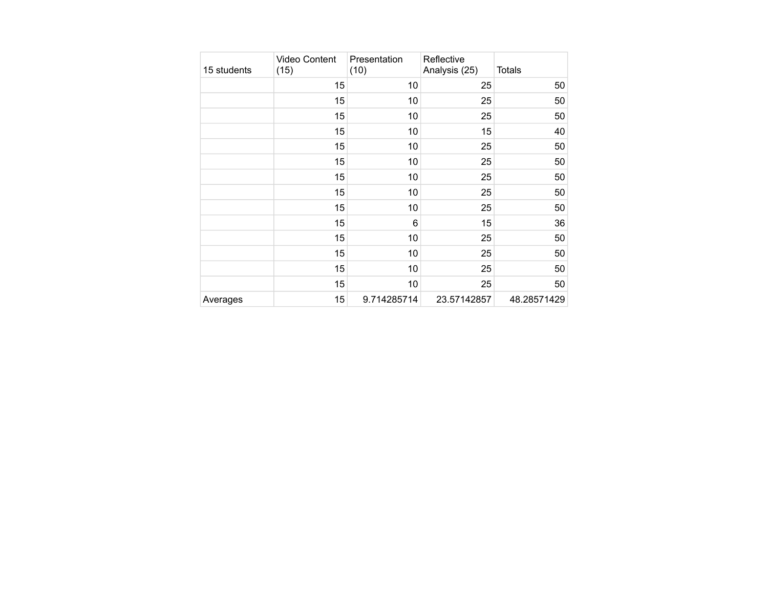| 15 students | Video Content (15) | Presentation (10) | Reflective Analysis (25) | Totals |
|---|---|---|---|---|
| | 15 | 10 | 25 | 50 |
| | 15 | 10 | 25 | 50 |
| | 15 | 10 | 25 | 50 |
| | 15 | 10 | 15 | 40 |
| | 15 | 10 | 25 | 50 |
| | 15 | 10 | 25 | 50 |
| | 15 | 10 | 25 | 50 |
| | 15 | 10 | 25 | 50 |
| | 15 | 10 | 25 | 50 |
| | 15 | 6 | 15 | 36 |
| | 15 | 10 | 25 | 50 |
| | 15 | 10 | 25 | 50 |
| | 15 | 10 | 25 | 50 |
| | 15 | 10 | 25 | 50 |
| Averages | 15 | 9.714285714 | 23.57142857 | 48.28571429 |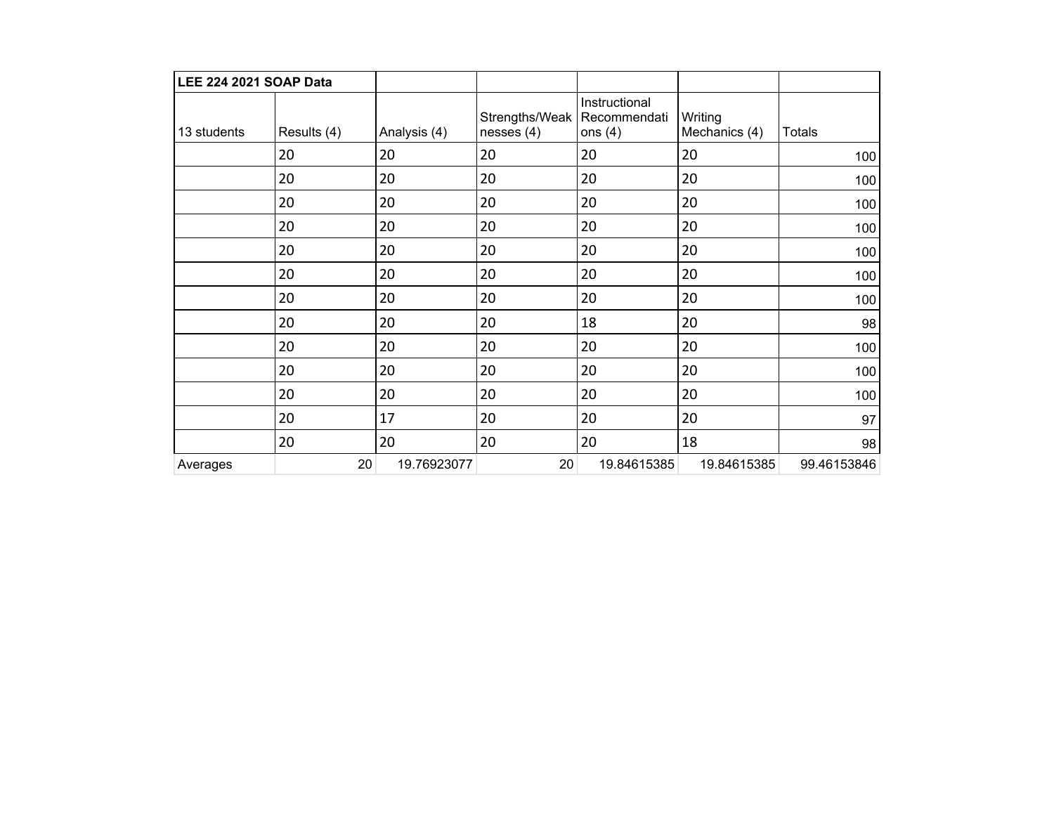| LEE 224 2021 SOAP Data | | | | | | |
|---|---|---|---|---|---|---|
| 13 students | Results (4) | Analysis (4) | Strengths/Weaknesses (4) | Instructional Recommendations (4) | Writing Mechanics (4) | Totals |
| | 20 | 20 | 20 | 20 | 20 | 100 |
| | 20 | 20 | 20 | 20 | 20 | 100 |
| | 20 | 20 | 20 | 20 | 20 | 100 |
| | 20 | 20 | 20 | 20 | 20 | 100 |
| | 20 | 20 | 20 | 20 | 20 | 100 |
| | 20 | 20 | 20 | 20 | 20 | 100 |
| | 20 | 20 | 20 | 20 | 20 | 100 |
| | 20 | 20 | 20 | 18 | 20 | 98 |
| | 20 | 20 | 20 | 20 | 20 | 100 |
| | 20 | 20 | 20 | 20 | 20 | 100 |
| | 20 | 20 | 20 | 20 | 20 | 100 |
| | 20 | 17 | 20 | 20 | 20 | 97 |
| | 20 | 20 | 20 | 20 | 18 | 98 |
| Averages | 20 | 19.76923077 | 20 | 19.84615385 | 19.84615385 | 99.46153846 |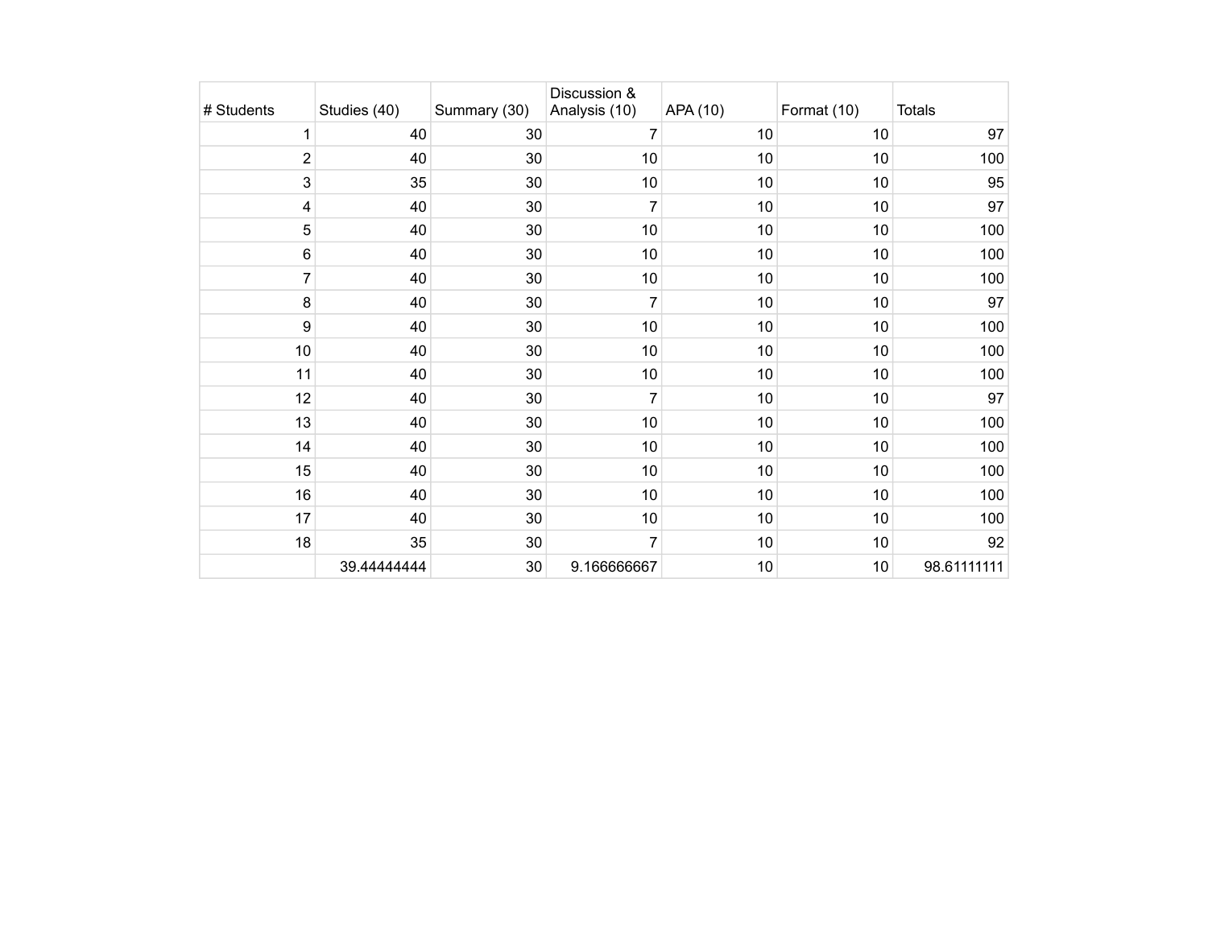| # Students | Studies (40) | Summary (30) | Discussion & Analysis (10) | APA (10) | Format (10) | Totals |
|---|---|---|---|---|---|---|
| 1 | 40 | 30 | 7 | 10 | 10 | 97 |
| 2 | 40 | 30 | 10 | 10 | 10 | 100 |
| 3 | 35 | 30 | 10 | 10 | 10 | 95 |
| 4 | 40 | 30 | 7 | 10 | 10 | 97 |
| 5 | 40 | 30 | 10 | 10 | 10 | 100 |
| 6 | 40 | 30 | 10 | 10 | 10 | 100 |
| 7 | 40 | 30 | 10 | 10 | 10 | 100 |
| 8 | 40 | 30 | 7 | 10 | 10 | 97 |
| 9 | 40 | 30 | 10 | 10 | 10 | 100 |
| 10 | 40 | 30 | 10 | 10 | 10 | 100 |
| 11 | 40 | 30 | 10 | 10 | 10 | 100 |
| 12 | 40 | 30 | 7 | 10 | 10 | 97 |
| 13 | 40 | 30 | 10 | 10 | 10 | 100 |
| 14 | 40 | 30 | 10 | 10 | 10 | 100 |
| 15 | 40 | 30 | 10 | 10 | 10 | 100 |
| 16 | 40 | 30 | 10 | 10 | 10 | 100 |
| 17 | 40 | 30 | 10 | 10 | 10 | 100 |
| 18 | 35 | 30 | 7 | 10 | 10 | 92 |
| | 39.44444444 | 30 | 9.166666667 | 10 | 10 | 98.61111111 |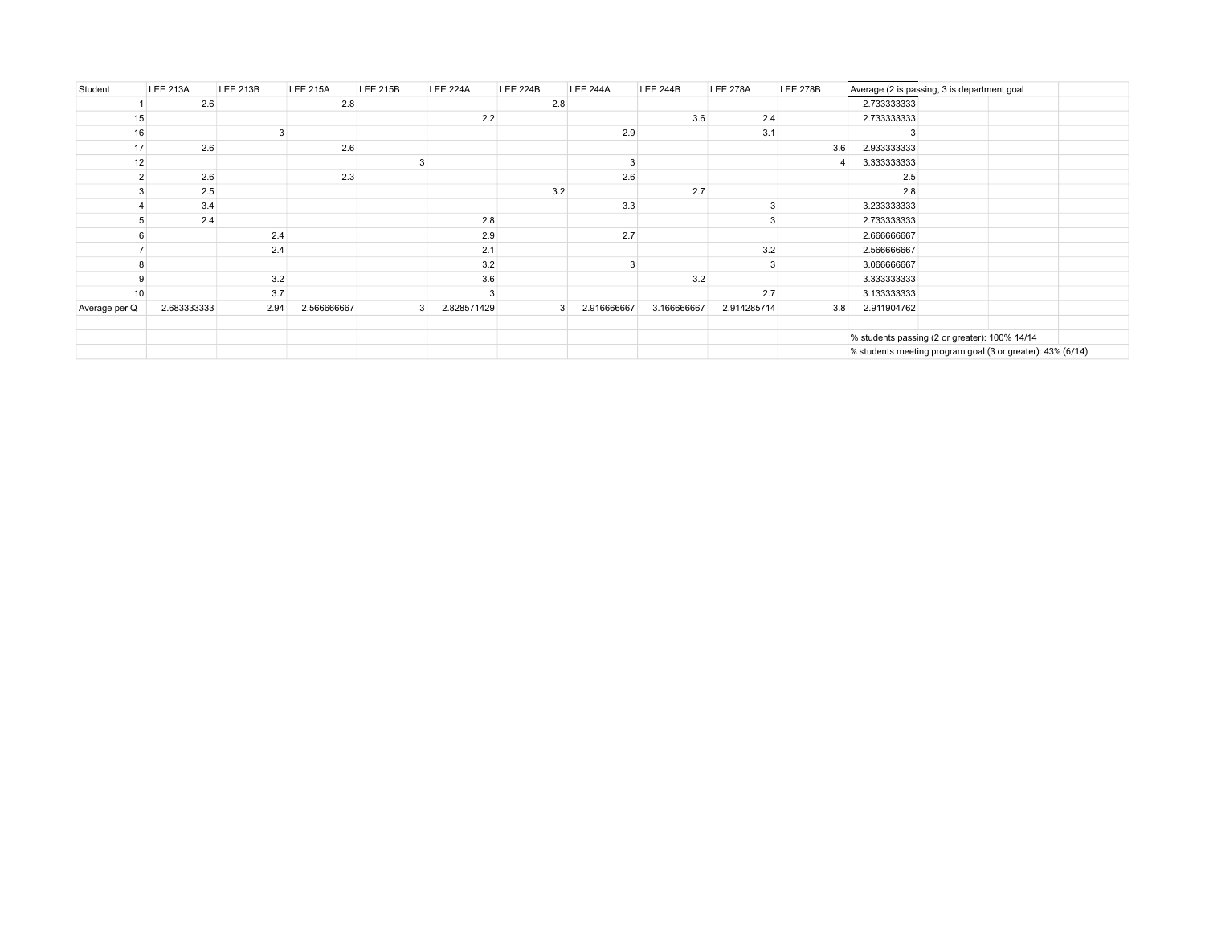| Student | LEE 213A | LEE 213B | LEE 215A | LEE 215B | LEE 224A | LEE 224B | LEE 244A | LEE 244B | LEE 278A | LEE 278B | Average (2 is passing, 3 is department goal |
|---|---|---|---|---|---|---|---|---|---|---|---|
| 1 | 2.6 | | 2.8 | | | 2.8 | | | | | 2.733333333 |
| 15 | | | | | 2.2 | | | 3.6 | 2.4 | | 2.733333333 |
| 16 | | 3 | | | | | 2.9 | | 3.1 | | 3 |
| 17 | 2.6 | | 2.6 | | | | | | | 3.6 | 2.933333333 |
| 12 | | | | 3 | | | 3 | | | 4 | 3.333333333 |
| 2 | 2.6 | | 2.3 | | | | 2.6 | | | | 2.5 |
| 3 | 2.5 | | | | | 3.2 | | 2.7 | | | 2.8 |
| 4 | 3.4 | | | | | | 3.3 | | 3 | | 3.233333333 |
| 5 | 2.4 | | | | 2.8 | | | | 3 | | 2.733333333 |
| 6 | | 2.4 | | | 2.9 | | 2.7 | | | | 2.666666667 |
| 7 | | 2.4 | | | 2.1 | | | | 3.2 | | 2.566666667 |
| 8 | | | | | 3.2 | | 3 | | 3 | | 3.066666667 |
| 9 | | 3.2 | | | 3.6 | | | 3.2 | | | 3.333333333 |
| 10 | | 3.7 | | | 3 | | | | 2.7 | | 3.133333333 |
| Average per Q | 2.683333333 | 2.94 | 2.566666667 | 3 | 2.828571429 | 3 | 2.916666667 | 3.166666667 | 2.914285714 | 3.8 | 2.911904762 |
| | | | | | | | | | | | |
| | | | | | | | | | | | % students passing (2 or greater): 100% 14/14 |
| | | | | | | | | | | | % students meeting program goal (3 or greater): 43% (6/14) |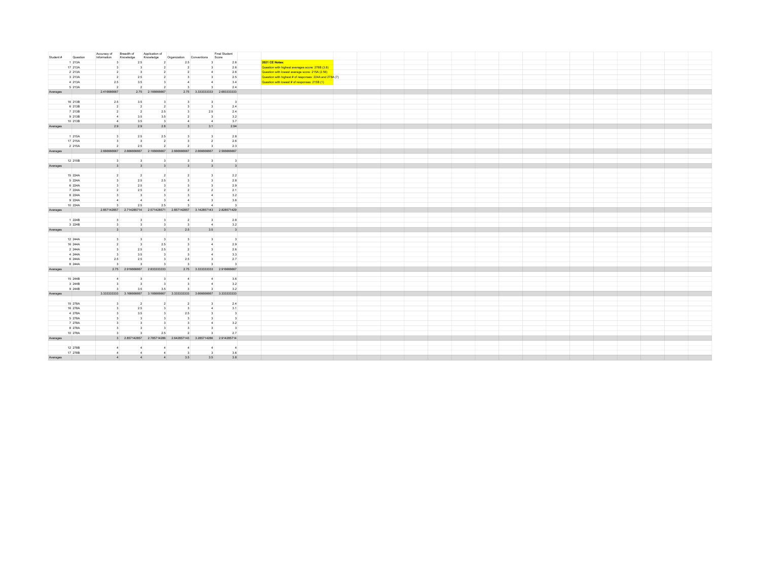| Student # | Question | Accuracy of Information | Breadth of Knowledge | Application of Knowledge | Organization | Conventions | Final Student Score |
|---|---|---|---|---|---|---|---|
| 1 | 213A | 3 | 2.5 | 2 | 2.5 | 3 | 2.6 |
| 17 | 213A | 3 | 3 | 2 | 2 | 3 | 2.6 |
| 2 | 213A | 2 | 3 | 2 | 2 | 4 | 2.6 |
| 3 | 213A | 2 | 2.5 | 2 | 3 | 3 | 2.5 |
| 4 | 213A | 2.5 | 3.5 | 3 | 4 | 4 | 3.4 |
| 5 | 213A | 2 | 2 | 2 | 3 | 3 | 2.4 |
| Averages | | 2.416666667 | 2.75 | 2.166666667 | 2.75 | 3.333333333 | 2.683333333 |
| | | | | | | | |
| 16 | 213B | 2.5 | 3.5 | 3 | 3 | 3 | 3 |
| 6 | 213B | 2 | 2 | 2 | 3 | 3 | 2.4 |
| 7 | 213B | 2 | 2 | 2.5 | 3 | 2.5 | 2.4 |
| 9 | 213B | 4 | 3.5 | 3.5 | 2 | 3 | 3.2 |
| 10 | 213B | 4 | 3.5 | 3 | 4 | 4 | 3.7 |
| Averages | | 2.9 | 2.9 | 2.8 | 3 | 3.1 | 2.94 |
| | | | | | | | |
| 1 | 215A | 3 | 2.5 | 2.5 | 3 | 3 | 2.8 |
| 17 | 215A | 3 | 3 | 2 | 3 | 2 | 2.6 |
| 2 | 215A | 2 | 2.5 | 2 | 2 | 3 | 2.3 |
| Averages | | 2.666666667 | 2.666666667 | 2.166666667 | 2.666666667 | 2.666666667 | 2.566666667 |
| | | | | | | | |
| 12 | 215B | 3 | 3 | 3 | 3 | 3 | 3 |
| Averages | | 3 | 3 | 3 | 3 | 3 | 3 |
| | | | | | | | |
| 15 | 224A | 2 | 2 | 2 | 2 | 3 | 2.2 |
| 5 | 224A | 3 | 2.5 | 2.5 | 3 | 3 | 2.8 |
| 6 | 224A | 3 | 2.5 | 3 | 3 | 3 | 2.9 |
| 7 | 224A | 2 | 2.5 | 2 | 2 | 2 | 2.1 |
| 8 | 224A | 3 | 3 | 3 | 3 | 4 | 3.2 |
| 9 | 224A | 4 | 4 | 3 | 4 | 3 | 3.6 |
| 10 | 224A | 3 | 2.5 | 2.5 | 3 | 4 | 3 |
| Averages | | 2.857142857 | 2.714285714 | 2.571428571 | 2.857142857 | 3.142857143 | 2.828571429 |
| | | | | | | | |
| 1 | 224B | 3 | 3 | 3 | 2 | 3 | 2.8 |
| 3 | 224B | 3 | 3 | 3 | 3 | 4 | 3.2 |
| Averages | | 3 | 3 | 3 | 2.5 | 3.5 | 3 |
| | | | | | | | |
| 12 | 244A | 3 | 3 | 3 | 3 | 3 | 3 |
| 16 | 244A | 2 | 3 | 2.5 | 3 | 4 | 2.9 |
| 2 | 244A | 3 | 2.5 | 2.5 | 2 | 3 | 2.6 |
| 4 | 244A | 3 | 3.5 | 3 | 3 | 4 | 3.3 |
| 6 | 244A | 2.5 | 2.5 | 3 | 2.5 | 3 | 2.7 |
| 8 | 244A | 3 | 3 | 3 | 3 | 3 | 3 |
| Averages | | 2.75 | 2.916666667 | 2.833333333 | 2.75 | 3.333333333 | 2.916666667 |
| | | | | | | | |
| 15 | 244B | 4 | 3 | 3 | 4 | 4 | 3.6 |
| 3 | 244B | 3 | 3 | 3 | 3 | 4 | 3.2 |
| 9 | 244B | 3 | 3.5 | 3.5 | 3 | 3 | 3.2 |
| Averages | | 3.333333333 | 3.166666667 | 3.166666667 | 3.333333333 | 3.666666667 | 3.333333333 |
| | | | | | | | |
| 15 | 278A | 3 | 2 | 2 | 2 | 3 | 2.4 |
| 16 | 278A | 3 | 2.5 | 3 | 3 | 4 | 3.1 |
| 4 | 278A | 3 | 3.5 | 3 | 2.5 | 3 | 3 |
| 5 | 278A | 3 | 3 | 3 | 3 | 3 | 3 |
| 7 | 278A | 3 | 3 | 3 | 3 | 4 | 3.2 |
| 8 | 278A | 3 | 3 | 3 | 3 | 3 | 3 |
| 10 | 278A | 3 | 3 | 2.5 | 2 | 3 | 2.7 |
| Averages | | 3 | 2.857142857 | 2.785714286 | 2.642857143 | 3.285714286 | 2.914285714 |
| | | | | | | | |
| 12 | 278B | 4 | 4 | 4 | 4 | 4 | 4 |
| 17 | 278B | 4 | 4 | 4 | 3 | 3 | 3.6 |
| Averages | | 4 | 4 | 4 | 3.5 | 3.5 | 3.8 |

**2021 CE Notes:**

Question with highest averages score: 278B (3.8)

Question with lowest average score: 215A (2.56)

Question with highest # of responses: 224A and 278A (7)

Question with lowest # of responses: 215B (1)